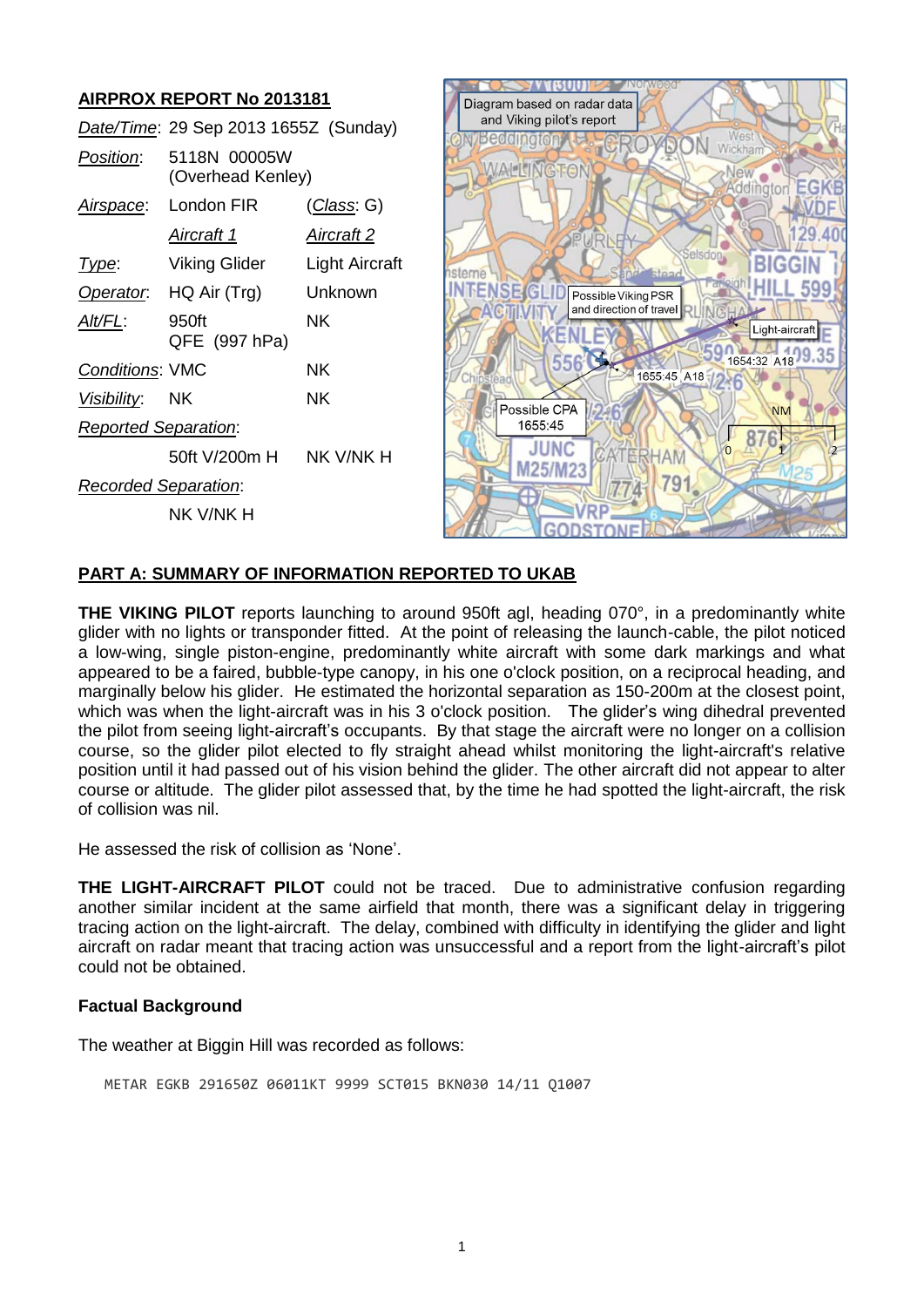## AIRPROX REPORT No 2013181

| | | |
|---|---|---|
| *Date/Time*: | 29 Sep 2013 1655Z (Sunday) | |
| *Position*: | 5118N 00005W (Overhead Kenley) | |
| *Airspace*: | London FIR | (*Class*: G) |
| | *Aircraft 1* | *Aircraft 2* |
| *Type*: | Viking Glider | Light Aircraft |
| *Operator*: | HQ Air (Trg) | Unknown |
| *Alt/FL*: | 950ft QFE (997 hPa) | NK |
| *Conditions*: | VMC | NK |
| *Visibility*: | NK | NK |
| *Reported Separation*: | | |
| | 50ft V/200m H | NK V/NK H |
| *Recorded Separation*: | | |
| | NK V/NK H | |

Diagram based on radar data and Viking pilot's report

## PART A: SUMMARY OF INFORMATION REPORTED TO UKAB

**THE VIKING PILOT** reports launching to around 950ft agl, heading 070°, in a predominantly white glider with no lights or transponder fitted. At the point of releasing the launch-cable, the pilot noticed a low-wing, single piston-engine, predominantly white aircraft with some dark markings and what appeared to be a faired, bubble-type canopy, in his one o'clock position, on a reciprocal heading, and marginally below his glider. He estimated the horizontal separation as 150-200m at the closest point, which was when the light-aircraft was in his 3 o'clock position. The glider's wing dihedral prevented the pilot from seeing light-aircraft's occupants. By that stage the aircraft were no longer on a collision course, so the glider pilot elected to fly straight ahead whilst monitoring the light-aircraft's relative position until it had passed out of his vision behind the glider. The other aircraft did not appear to alter course or altitude. The glider pilot assessed that, by the time he had spotted the light-aircraft, the risk of collision was nil.

He assessed the risk of collision as 'None'.

**THE LIGHT-AIRCRAFT PILOT** could not be traced. Due to administrative confusion regarding another similar incident at the same airfield that month, there was a significant delay in triggering tracing action on the light-aircraft. The delay, combined with difficulty in identifying the glider and light aircraft on radar meant that tracing action was unsuccessful and a report from the light-aircraft's pilot could not be obtained.

### Factual Background

The weather at Biggin Hill was recorded as follows:

```
METAR EGKB 291650Z 06011KT 9999 SCT015 BKN030 14/11 Q1007
```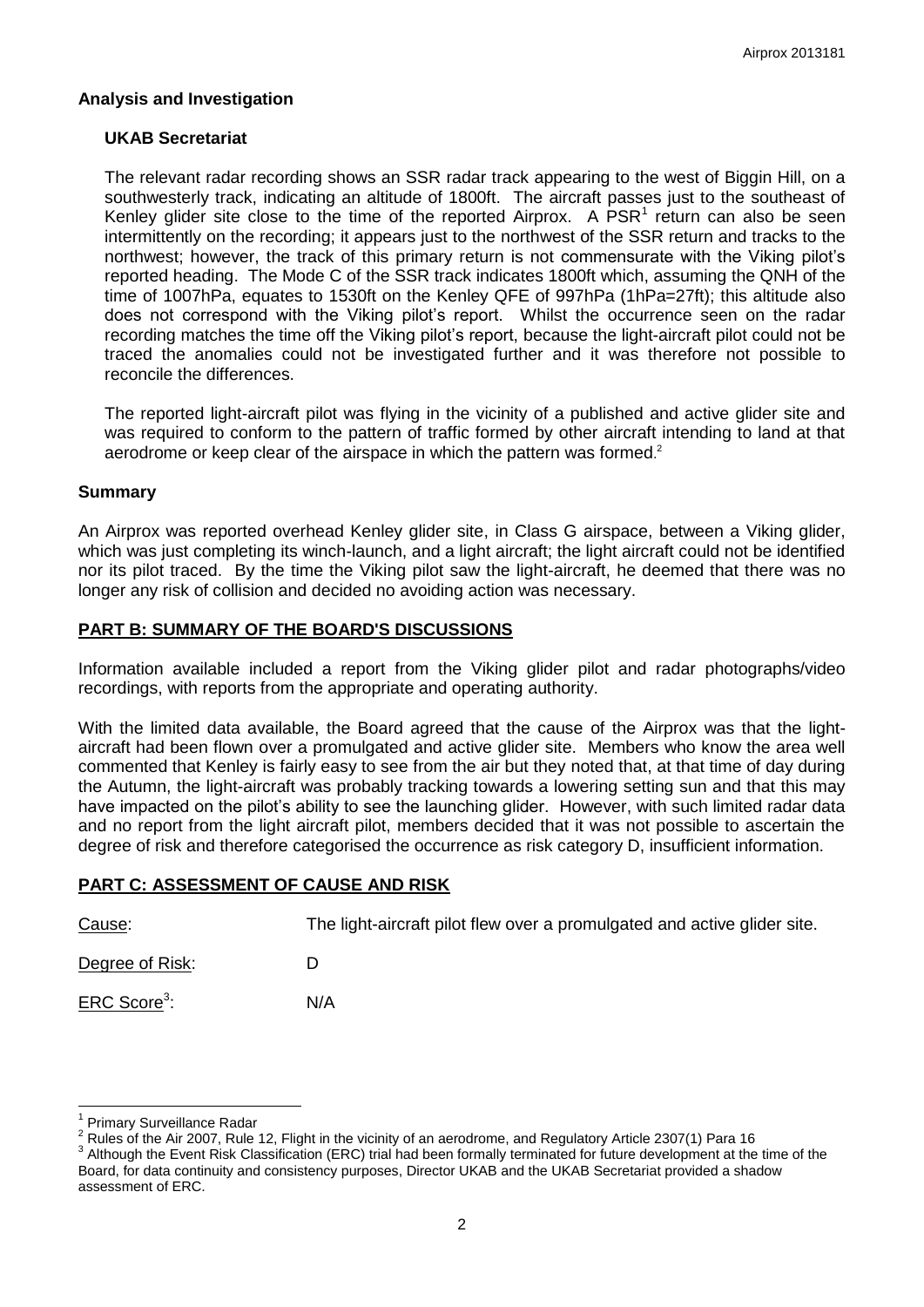## Analysis and Investigation

### UKAB Secretariat

The relevant radar recording shows an SSR radar track appearing to the west of Biggin Hill, on a southwesterly track, indicating an altitude of 1800ft. The aircraft passes just to the southeast of Kenley glider site close to the time of the reported Airprox. A PSR[1] return can also be seen intermittently on the recording; it appears just to the northwest of the SSR return and tracks to the northwest; however, the track of this primary return is not commensurate with the Viking pilot's reported heading. The Mode C of the SSR track indicates 1800ft which, assuming the QNH of the time of 1007hPa, equates to 1530ft on the Kenley QFE of 997hPa (1hPa=27ft); this altitude also does not correspond with the Viking pilot's report. Whilst the occurrence seen on the radar recording matches the time off the Viking pilot's report, because the light-aircraft pilot could not be traced the anomalies could not be investigated further and it was therefore not possible to reconcile the differences.

The reported light-aircraft pilot was flying in the vicinity of a published and active glider site and was required to conform to the pattern of traffic formed by other aircraft intending to land at that aerodrome or keep clear of the airspace in which the pattern was formed.[2]

## Summary

An Airprox was reported overhead Kenley glider site, in Class G airspace, between a Viking glider, which was just completing its winch-launch, and a light aircraft; the light aircraft could not be identified nor its pilot traced. By the time the Viking pilot saw the light-aircraft, he deemed that there was no longer any risk of collision and decided no avoiding action was necessary.

## PART B: SUMMARY OF THE BOARD'S DISCUSSIONS

Information available included a report from the Viking glider pilot and radar photographs/video recordings, with reports from the appropriate and operating authority.

With the limited data available, the Board agreed that the cause of the Airprox was that the light-aircraft had been flown over a promulgated and active glider site. Members who know the area well commented that Kenley is fairly easy to see from the air but they noted that, at that time of day during the Autumn, the light-aircraft was probably tracking towards a lowering setting sun and that this may have impacted on the pilot's ability to see the launching glider. However, with such limited radar data and no report from the light aircraft pilot, members decided that it was not possible to ascertain the degree of risk and therefore categorised the occurrence as risk category D, insufficient information.

## PART C: ASSESSMENT OF CAUSE AND RISK

Cause: The light-aircraft pilot flew over a promulgated and active glider site.

Degree of Risk: D

ERC Score[3]: N/A

---

[1] Primary Surveillance Radar

[2] Rules of the Air 2007, Rule 12, Flight in the vicinity of an aerodrome, and Regulatory Article 2307(1) Para 16

[3] Although the Event Risk Classification (ERC) trial had been formally terminated for future development at the time of the Board, for data continuity and consistency purposes, Director UKAB and the UKAB Secretariat provided a shadow assessment of ERC.